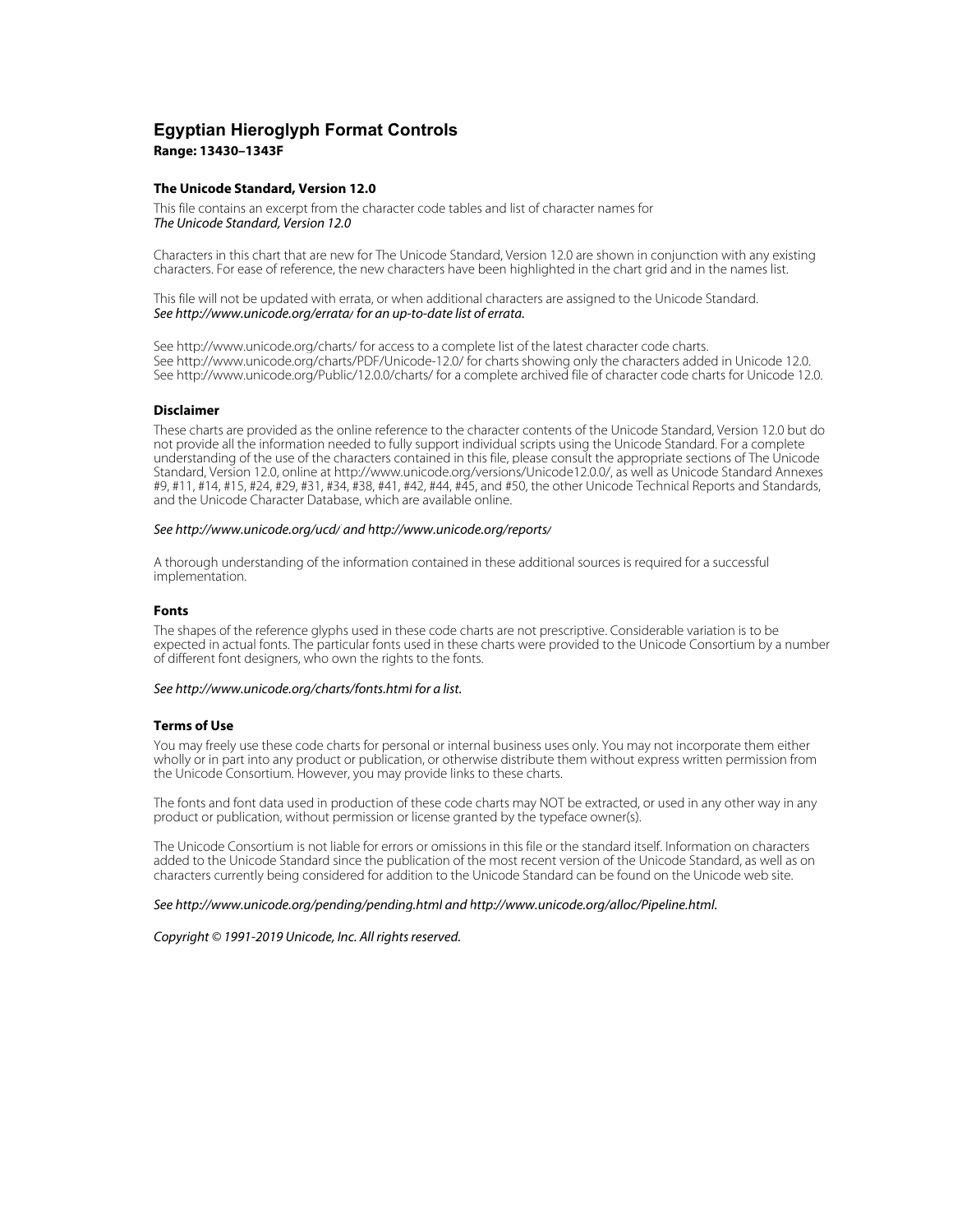# Egyptian Hieroglyph Format Controls

**Range: 13430–1343F**

### The Unicode Standard, Version 12.0

This file contains an excerpt from the character code tables and list of character names for
*The Unicode Standard, Version 12.0*

Characters in this chart that are new for The Unicode Standard, Version 12.0 are shown in conjunction with any existing characters. For ease of reference, the new characters have been highlighted in the chart grid and in the names list.

This file will not be updated with errata, or when additional characters are assigned to the Unicode Standard.
*See http://www.unicode.org/errata/ for an up-to-date list of errata.*

See http://www.unicode.org/charts/ for access to a complete list of the latest character code charts.
See http://www.unicode.org/charts/PDF/Unicode-12.0/ for charts showing only the characters added in Unicode 12.0.
See http://www.unicode.org/Public/12.0.0/charts/ for a complete archived file of character code charts for Unicode 12.0.

### Disclaimer

These charts are provided as the online reference to the character contents of the Unicode Standard, Version 12.0 but do not provide all the information needed to fully support individual scripts using the Unicode Standard. For a complete understanding of the use of the characters contained in this file, please consult the appropriate sections of The Unicode Standard, Version 12.0, online at http://www.unicode.org/versions/Unicode12.0.0/, as well as Unicode Standard Annexes #9, #11, #14, #15, #24, #29, #31, #34, #38, #41, #42, #44, #45, and #50, the other Unicode Technical Reports and Standards, and the Unicode Character Database, which are available online.

*See http://www.unicode.org/ucd/ and http://www.unicode.org/reports/*

A thorough understanding of the information contained in these additional sources is required for a successful implementation.

### Fonts

The shapes of the reference glyphs used in these code charts are not prescriptive. Considerable variation is to be expected in actual fonts. The particular fonts used in these charts were provided to the Unicode Consortium by a number of different font designers, who own the rights to the fonts.

*See http://www.unicode.org/charts/fonts.html for a list.*

### Terms of Use

You may freely use these code charts for personal or internal business uses only. You may not incorporate them either wholly or in part into any product or publication, or otherwise distribute them without express written permission from the Unicode Consortium. However, you may provide links to these charts.

The fonts and font data used in production of these code charts may NOT be extracted, or used in any other way in any product or publication, without permission or license granted by the typeface owner(s).

The Unicode Consortium is not liable for errors or omissions in this file or the standard itself. Information on characters added to the Unicode Standard since the publication of the most recent version of the Unicode Standard, as well as on characters currently being considered for addition to the Unicode Standard can be found on the Unicode web site.

*See http://www.unicode.org/pending/pending.html and http://www.unicode.org/alloc/Pipeline.html.*

*Copyright © 1991-2019 Unicode, Inc. All rights reserved.*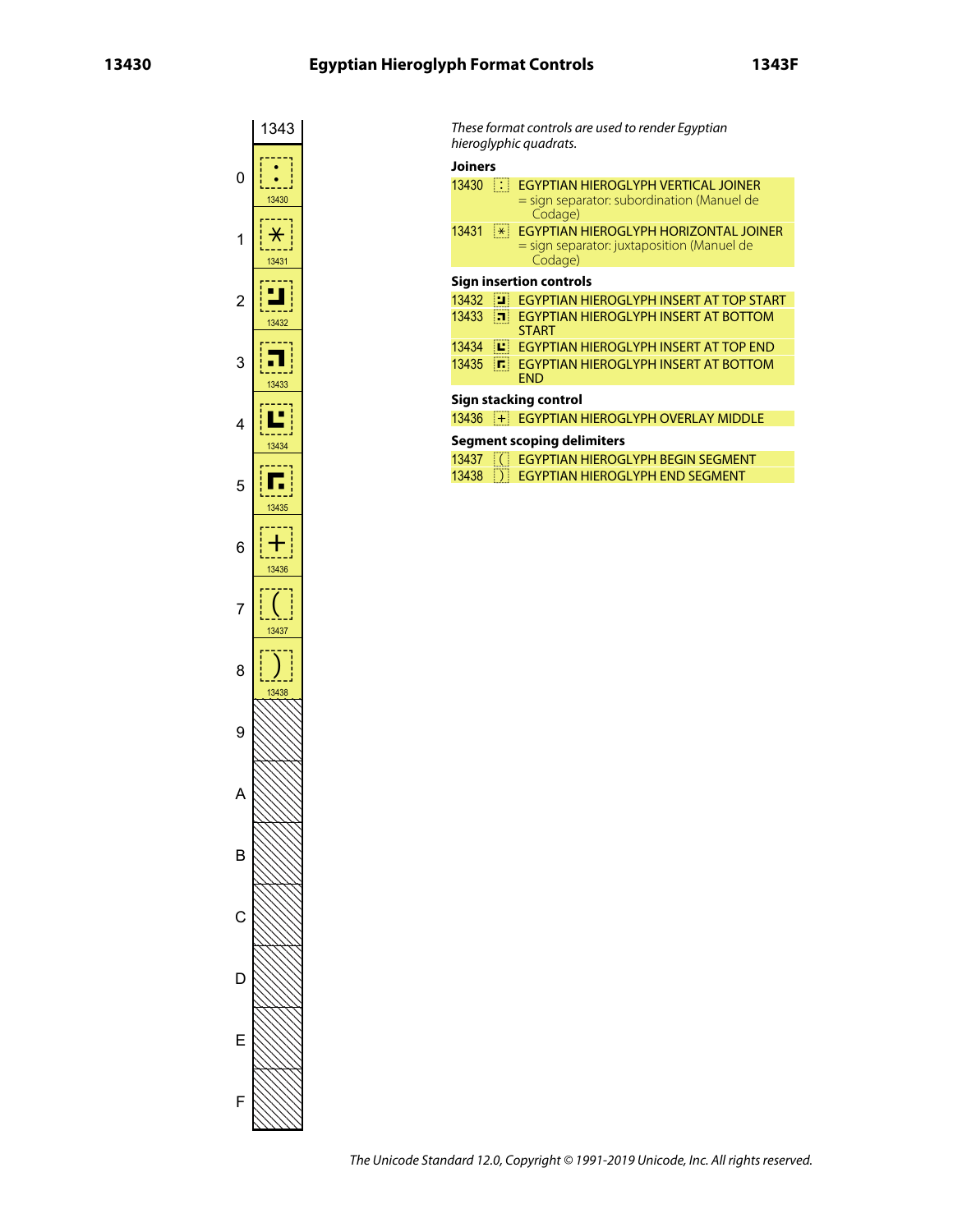# 13430 Egyptian Hieroglyph Format Controls 1343F

*These format controls are used to render Egyptian hieroglyphic quadrats.*

### Joiners

13430 EGYPTIAN HIEROGLYPH VERTICAL JOINER
= sign separator: subordination (Manuel de Codage)

13431 EGYPTIAN HIEROGLYPH HORIZONTAL JOINER
= sign separator: juxtaposition (Manuel de Codage)

### Sign insertion controls

13432 EGYPTIAN HIEROGLYPH INSERT AT TOP START

13433 EGYPTIAN HIEROGLYPH INSERT AT BOTTOM START

13434 EGYPTIAN HIEROGLYPH INSERT AT TOP END

13435 EGYPTIAN HIEROGLYPH INSERT AT BOTTOM END

### Sign stacking control

13436 EGYPTIAN HIEROGLYPH OVERLAY MIDDLE

### Segment scoping delimiters

13437 EGYPTIAN HIEROGLYPH BEGIN SEGMENT

13438 EGYPTIAN HIEROGLYPH END SEGMENT

The Unicode Standard 12.0, Copyright © 1991-2019 Unicode, Inc. All rights reserved.